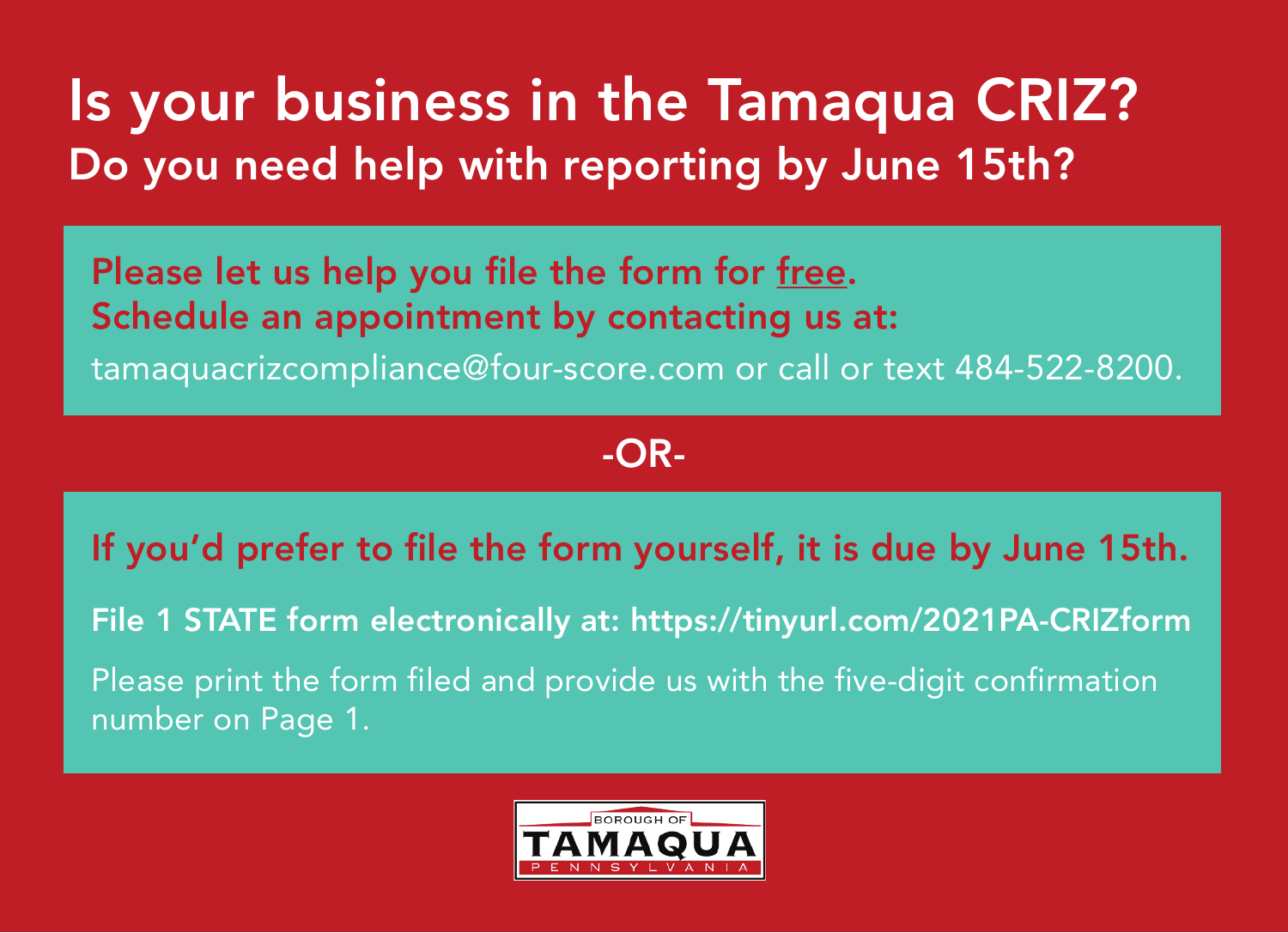# Is your business in the Tamaqua CRIZ?

## Do you need help with reporting by June 15th?

**Please let us help you file the form for free.**
**Schedule an appointment by contacting us at:**

tamaquacrizcompliance@four-score.com or call or text 484-522-8200.

-OR-

**If you'd prefer to file the form yourself, it is due by June 15th.**

**File 1 STATE form electronically at: https://tinyurl.com/2021PA-CRIZform**

Please print the form filed and provide us with the five-digit confirmation number on Page 1.

BOROUGH OF TAMAQUA PENNSYLVANIA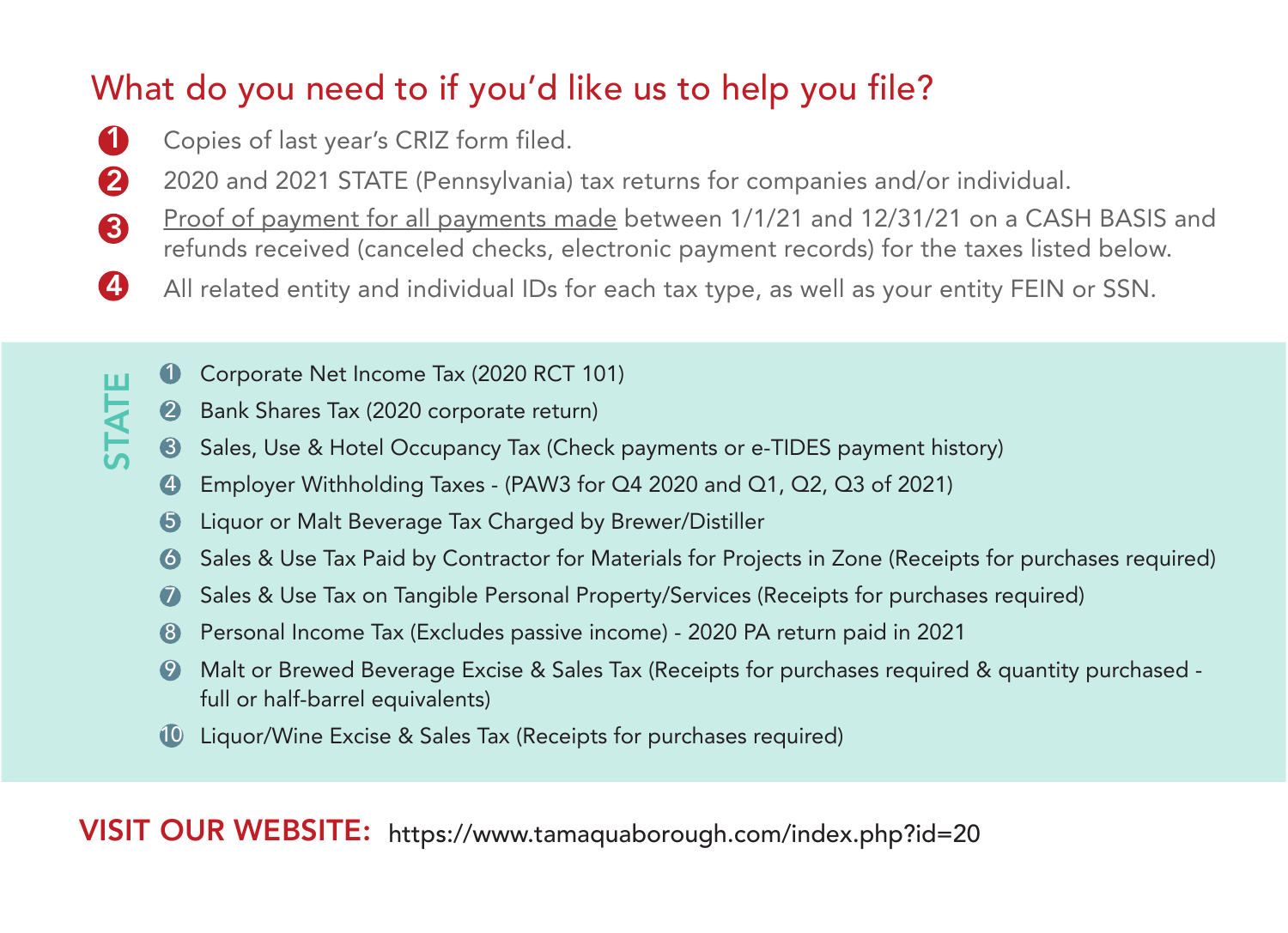## What do you need to if you'd like us to help you file?

1. Copies of last year's CRIZ form filed.
2. 2020 and 2021 STATE (Pennsylvania) tax returns for companies and/or individual.
3. Proof of payment for all payments made between 1/1/21 and 12/31/21 on a CASH BASIS and refunds received (canceled checks, electronic payment records) for the taxes listed below.
4. All related entity and individual IDs for each tax type, as well as your entity FEIN or SSN.

### STATE

1. Corporate Net Income Tax (2020 RCT 101)
2. Bank Shares Tax (2020 corporate return)
3. Sales, Use & Hotel Occupancy Tax (Check payments or e-TIDES payment history)
4. Employer Withholding Taxes - (PAW3 for Q4 2020 and Q1, Q2, Q3 of 2021)
5. Liquor or Malt Beverage Tax Charged by Brewer/Distiller
6. Sales & Use Tax Paid by Contractor for Materials for Projects in Zone (Receipts for purchases required)
7. Sales & Use Tax on Tangible Personal Property/Services (Receipts for purchases required)
8. Personal Income Tax (Excludes passive income) - 2020 PA return paid in 2021
9. Malt or Brewed Beverage Excise & Sales Tax (Receipts for purchases required & quantity purchased - full or half-barrel equivalents)
10. Liquor/Wine Excise & Sales Tax (Receipts for purchases required)

**VISIT OUR WEBSITE:** https://www.tamaquaborough.com/index.php?id=20